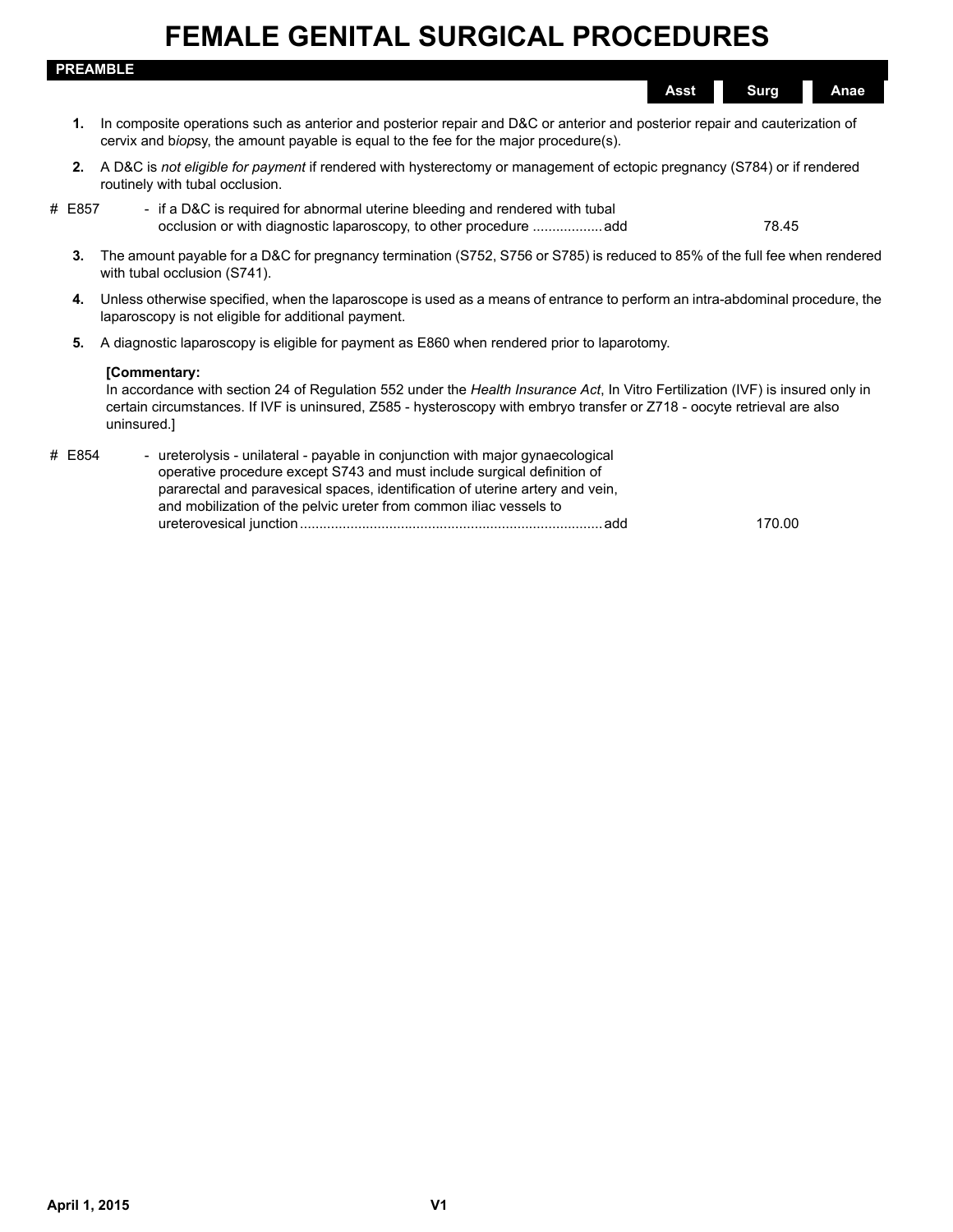# FEMALE GENITAL SURGICAL PROCEDURES

## PREAMBLE

| | | Asst | Surg | Anae |
|---|---|---|---|---|

1. In composite operations such as anterior and posterior repair and D&C or anterior and posterior repair and cauterization of cervix and b*iop*sy, the amount payable is equal to the fee for the major procedure(s).

2. A D&C is *not eligible for payment* if rendered with hysterectomy or management of ectopic pregnancy (S784) or if rendered routinely with tubal occlusion.

| | | Asst | Surg | Anae |
|---|---|---|---|---|
| # E857 | - if a D&C is required for abnormal uterine bleeding and rendered with tubal occlusion or with diagnostic laparoscopy, to other procedure .................. add | | 78.45 | |

3. The amount payable for a D&C for pregnancy termination (S752, S756 or S785) is reduced to 85% of the full fee when rendered with tubal occlusion (S741).

4. Unless otherwise specified, when the laparoscope is used as a means of entrance to perform an intra-abdominal procedure, the laparoscopy is not eligible for additional payment.

5. A diagnostic laparoscopy is eligible for payment as E860 when rendered prior to laparotomy.

**[Commentary:**
In accordance with section 24 of Regulation 552 under the *Health Insurance Act*, In Vitro Fertilization (IVF) is insured only in certain circumstances. If IVF is uninsured, Z585 - hysteroscopy with embryo transfer or Z718 - oocyte retrieval are also uninsured.]

| | | Asst | Surg | Anae |
|---|---|---|---|---|
| # E854 | - ureterolysis - unilateral - payable in conjunction with major gynaecological operative procedure except S743 and must include surgical definition of pararectal and paravesical spaces, identification of uterine artery and vein, and mobilization of the pelvic ureter from common iliac vessels to ureterovesical junction .............................................................................. add | | 170.00 | |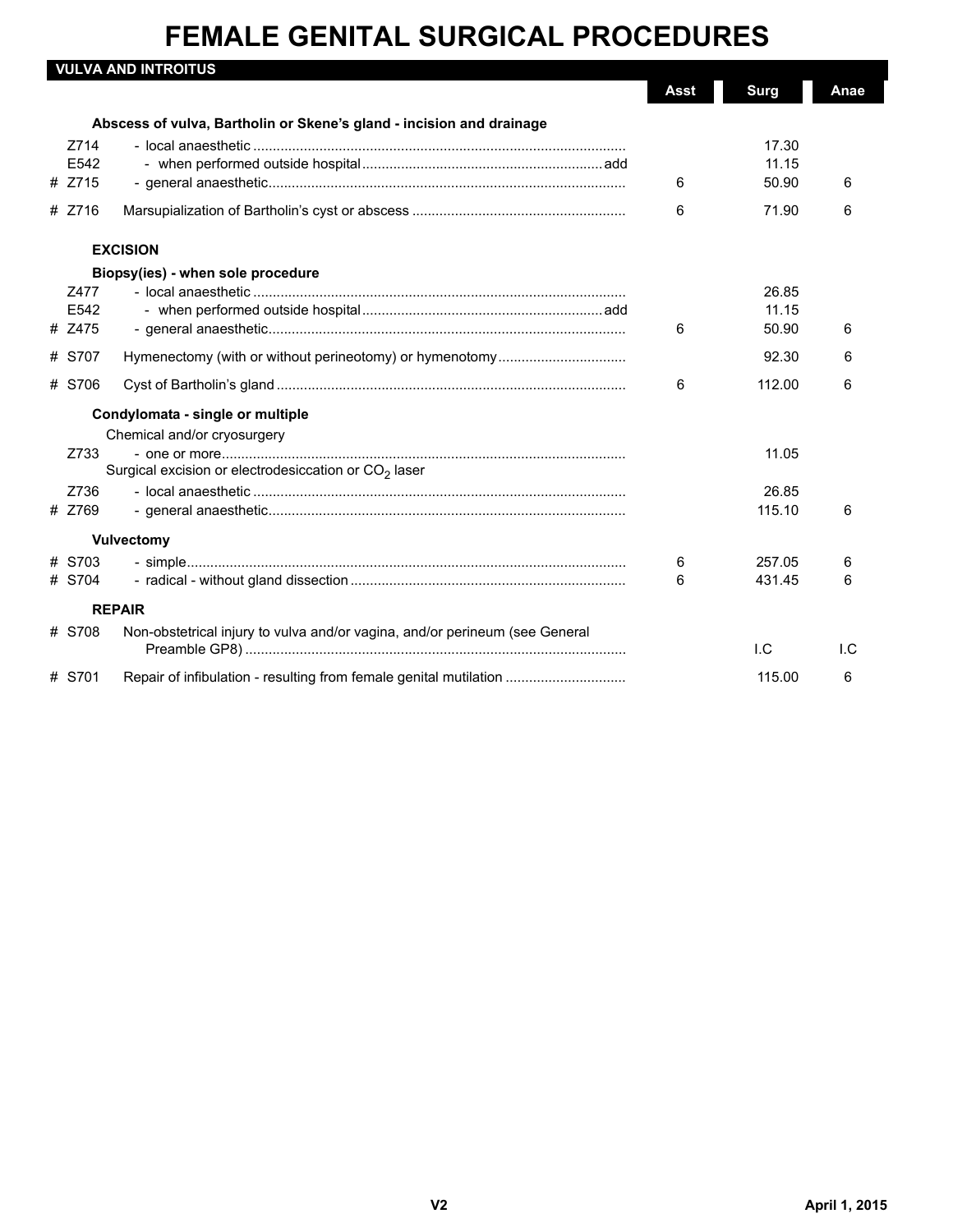# FEMALE GENITAL SURGICAL PROCEDURES

## VULVA AND INTROITUS

| Code | Description | Asst | Surg | Anae |
|---|---|---|---|---|
| | **Abscess of vulva, Bartholin or Skene's gland - incision and drainage** | | | |
| Z714 | - local anaesthetic | | 17.30 | |
| E542 | - when performed outside hospital ... add | | 11.15 | |
| # Z715 | - general anaesthetic | 6 | 50.90 | 6 |
| # Z716 | Marsupialization of Bartholin's cyst or abscess | 6 | 71.90 | 6 |
| | **EXCISION** | | | |
| | **Biopsy(ies) - when sole procedure** | | | |
| Z477 | - local anaesthetic | | 26.85 | |
| E542 | - when performed outside hospital ... add | | 11.15 | |
| # Z475 | - general anaesthetic | 6 | 50.90 | 6 |
| # S707 | Hymenectomy (with or without perineotomy) or hymenotomy | | 92.30 | 6 |
| # S706 | Cyst of Bartholin's gland | 6 | 112.00 | 6 |
| | **Condylomata - single or multiple** | | | |
| | Chemical and/or cryosurgery | | | |
| Z733 | - one or more | | 11.05 | |
| | Surgical excision or electrodesiccation or $CO_2$ laser | | | |
| Z736 | - local anaesthetic | | 26.85 | |
| # Z769 | - general anaesthetic | | 115.10 | 6 |
| | **Vulvectomy** | | | |
| # S703 | - simple | 6 | 257.05 | 6 |
| # S704 | - radical - without gland dissection | 6 | 431.45 | 6 |
| | **REPAIR** | | | |
| # S708 | Non-obstetrical injury to vulva and/or vagina, and/or perineum (see General Preamble GP8) | | I.C | I.C |
| # S701 | Repair of infibulation - resulting from female genital mutilation | | 115.00 | 6 |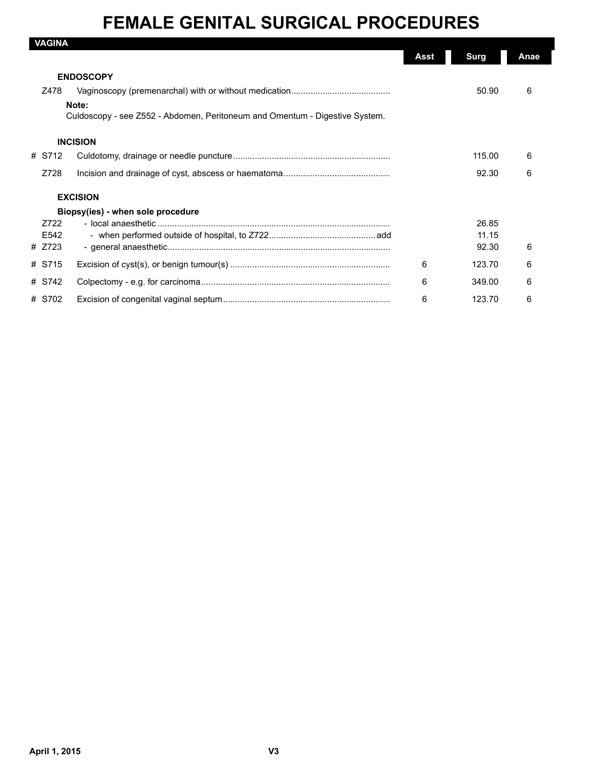# FEMALE GENITAL SURGICAL PROCEDURES

## VAGINA

| | Code | Description | Asst | Surg | Anae |
|---|---|---|---|---|---|
| | | **ENDOSCOPY** | | | |
| | Z478 | Vaginoscopy (premenarchal) with or without medication | | 50.90 | 6 |
| | | **Note:** Culdoscopy - see Z552 - Abdomen, Peritoneum and Omentum - Digestive System. | | | |
| | | **INCISION** | | | |
| # | S712 | Culdotomy, drainage or needle puncture | | 115.00 | 6 |
| | Z728 | Incision and drainage of cyst, abscess or haematoma | | 92.30 | 6 |
| | | **EXCISION** | | | |
| | | **Biopsy(ies) - when sole procedure** | | | |
| | Z722 | - local anaesthetic | | 26.85 | |
| | E542 | - when performed outside of hospital, to Z722 ... add | | 11.15 | |
| # | Z723 | - general anaesthetic | | 92.30 | 6 |
| # | S715 | Excision of cyst(s), or benign tumour(s) | 6 | 123.70 | 6 |
| # | S742 | Colpectomy - e.g. for carcinoma | 6 | 349.00 | 6 |
| # | S702 | Excision of congenital vaginal septum | 6 | 123.70 | 6 |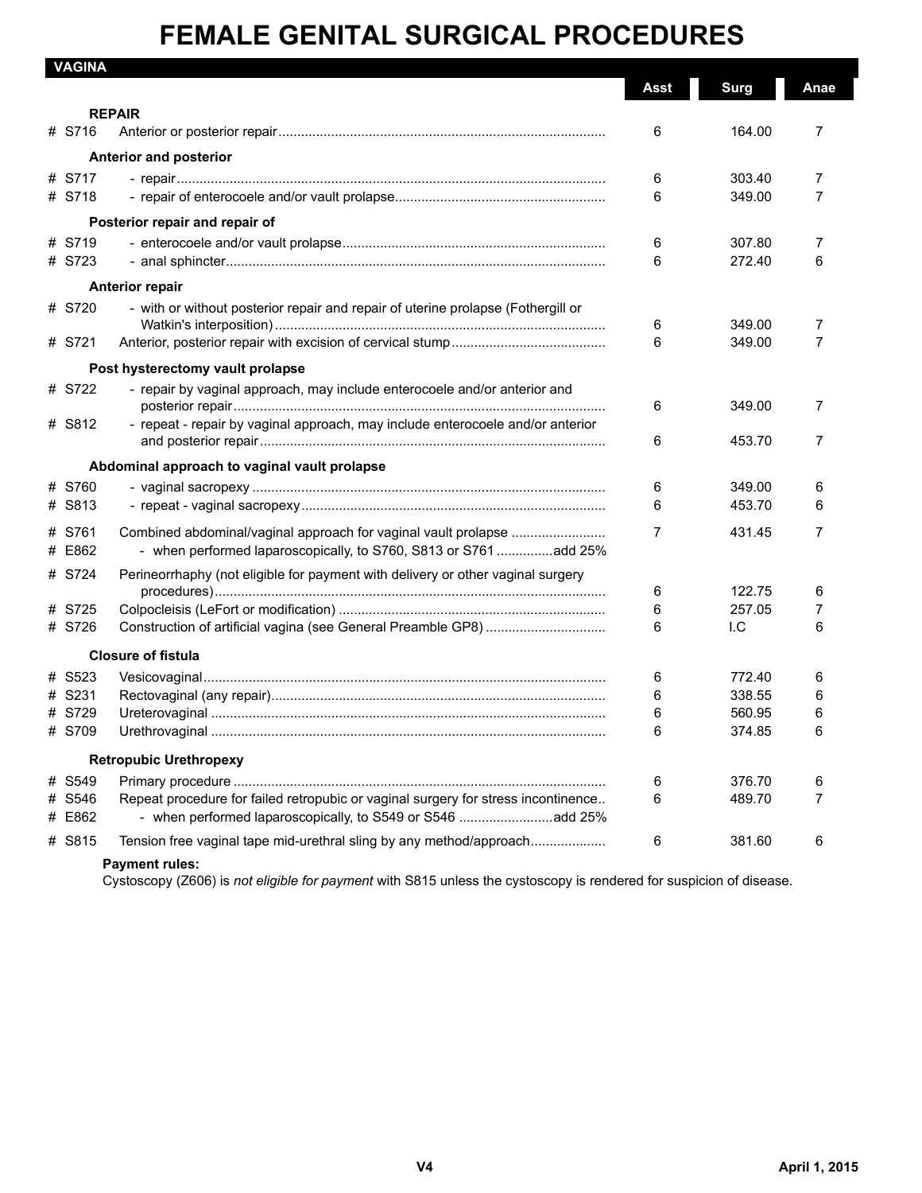# FEMALE GENITAL SURGICAL PROCEDURES

## VAGINA

| | | Asst | Surg | Anae |
|---|---|---|---|---|
| | **REPAIR** | | | |
| # S716 | Anterior or posterior repair | 6 | 164.00 | 7 |
| | **Anterior and posterior** | | | |
| # S717 | - repair | 6 | 303.40 | 7 |
| # S718 | - repair of enterocoele and/or vault prolapse | 6 | 349.00 | 7 |
| | **Posterior repair and repair of** | | | |
| # S719 | - enterocoele and/or vault prolapse | 6 | 307.80 | 7 |
| # S723 | - anal sphincter | 6 | 272.40 | 6 |
| | **Anterior repair** | | | |
| # S720 | - with or without posterior repair and repair of uterine prolapse (Fothergill or Watkin's interposition) | 6 | 349.00 | 7 |
| # S721 | Anterior, posterior repair with excision of cervical stump | 6 | 349.00 | 7 |
| | **Post hysterectomy vault prolapse** | | | |
| # S722 | - repair by vaginal approach, may include enterocoele and/or anterior and posterior repair | 6 | 349.00 | 7 |
| # S812 | - repeat - repair by vaginal approach, may include enterocoele and/or anterior and posterior repair | 6 | 453.70 | 7 |
| | **Abdominal approach to vaginal vault prolapse** | | | |
| # S760 | - vaginal sacropexy | 6 | 349.00 | 6 |
| # S813 | - repeat - vaginal sacropexy | 6 | 453.70 | 6 |
| # S761 | Combined abdominal/vaginal approach for vaginal vault prolapse | 7 | 431.45 | 7 |
| # E862 | - when performed laparoscopically, to S760, S813 or S761 ..............add 25% | | | |
| # S724 | Perineorrhaphy (not eligible for payment with delivery or other vaginal surgery procedures) | 6 | 122.75 | 6 |
| # S725 | Colpocleisis (LeFort or modification) | 6 | 257.05 | 7 |
| # S726 | Construction of artificial vagina (see General Preamble GP8) | 6 | I.C | 6 |
| | **Closure of fistula** | | | |
| # S523 | Vesicovaginal | 6 | 772.40 | 6 |
| # S231 | Rectovaginal (any repair) | 6 | 338.55 | 6 |
| # S729 | Ureterovaginal | 6 | 560.95 | 6 |
| # S709 | Urethrovaginal | 6 | 374.85 | 6 |
| | **Retropubic Urethropexy** | | | |
| # S549 | Primary procedure | 6 | 376.70 | 6 |
| # S546 | Repeat procedure for failed retropubic or vaginal surgery for stress incontinence | 6 | 489.70 | 7 |
| # E862 | - when performed laparoscopically, to S549 or S546 .........................add 25% | | | |
| # S815 | Tension free vaginal tape mid-urethral sling by any method/approach | 6 | 381.60 | 6 |

**Payment rules:**

Cystoscopy (Z606) is *not eligible for payment* with S815 unless the cystoscopy is rendered for suspicion of disease.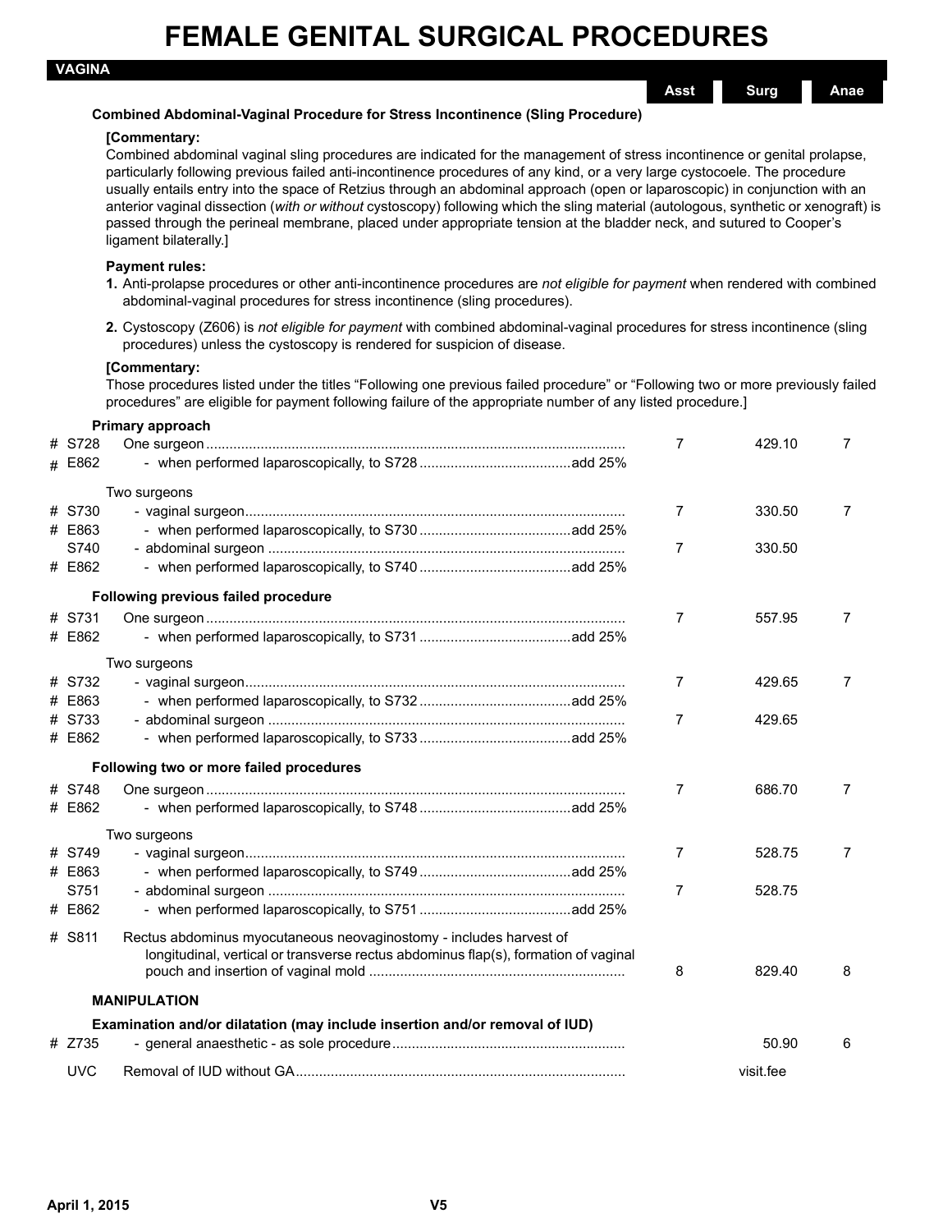# FEMALE GENITAL SURGICAL PROCEDURES

## VAGINA

### Combined Abdominal-Vaginal Procedure for Stress Incontinence (Sling Procedure)

**[Commentary:**
Combined abdominal vaginal sling procedures are indicated for the management of stress incontinence or genital prolapse, particularly following previous failed anti-incontinence procedures of any kind, or a very large cystocoele. The procedure usually entails entry into the space of Retzius through an abdominal approach (open or laparoscopic) in conjunction with an anterior vaginal dissection (*with or without* cystoscopy) following which the sling material (autologous, synthetic or xenograft) is passed through the perineal membrane, placed under appropriate tension at the bladder neck, and sutured to Cooper's ligament bilaterally.]

**Payment rules:**

1. Anti-prolapse procedures or other anti-incontinence procedures are *not eligible for payment* when rendered with combined abdominal-vaginal procedures for stress incontinence (sling procedures).
2. Cystoscopy (Z606) is *not eligible for payment* with combined abdominal-vaginal procedures for stress incontinence (sling procedures) unless the cystoscopy is rendered for suspicion of disease.

**[Commentary:**
Those procedures listed under the titles "Following one previous failed procedure" or "Following two or more previously failed procedures" are eligible for payment following failure of the appropriate number of any listed procedure.]

| Code | Description | Asst | Surg | Anae |
|---|---|---|---|---|
| | **Primary approach** | | | |
| # S728 | One surgeon | 7 | 429.10 | 7 |
| # E862 | - when performed laparoscopically, to S728 ... add 25% | | | |
| | Two surgeons | | | |
| # S730 | - vaginal surgeon | 7 | 330.50 | 7 |
| # E863 | - when performed laparoscopically, to S730 ... add 25% | | | |
| S740 | - abdominal surgeon | 7 | 330.50 | |
| # E862 | - when performed laparoscopically, to S740 ... add 25% | | | |
| | **Following previous failed procedure** | | | |
| # S731 | One surgeon | 7 | 557.95 | 7 |
| # E862 | - when performed laparoscopically, to S731 ... add 25% | | | |
| | Two surgeons | | | |
| # S732 | - vaginal surgeon | 7 | 429.65 | 7 |
| # E863 | - when performed laparoscopically, to S732 ... add 25% | | | |
| # S733 | - abdominal surgeon | 7 | 429.65 | |
| # E862 | - when performed laparoscopically, to S733 ... add 25% | | | |
| | **Following two or more failed procedures** | | | |
| # S748 | One surgeon | 7 | 686.70 | 7 |
| # E862 | - when performed laparoscopically, to S748 ... add 25% | | | |
| | Two surgeons | | | |
| # S749 | - vaginal surgeon | 7 | 528.75 | 7 |
| # E863 | - when performed laparoscopically, to S749 ... add 25% | | | |
| S751 | - abdominal surgeon | 7 | 528.75 | |
| # E862 | - when performed laparoscopically, to S751 ... add 25% | | | |
| # S811 | Rectus abdominus myocutaneous neovaginostomy - includes harvest of longitudinal, vertical or transverse rectus abdominus flap(s), formation of vaginal pouch and insertion of vaginal mold | 8 | 829.40 | 8 |

### MANIPULATION

| Code | Description | Asst | Surg | Anae |
|---|---|---|---|---|
| | **Examination and/or dilatation (may include insertion and/or removal of IUD)** | | | |
| # Z735 | - general anaesthetic - as sole procedure | | 50.90 | 6 |
| UVC | Removal of IUD without GA | | visit.fee | |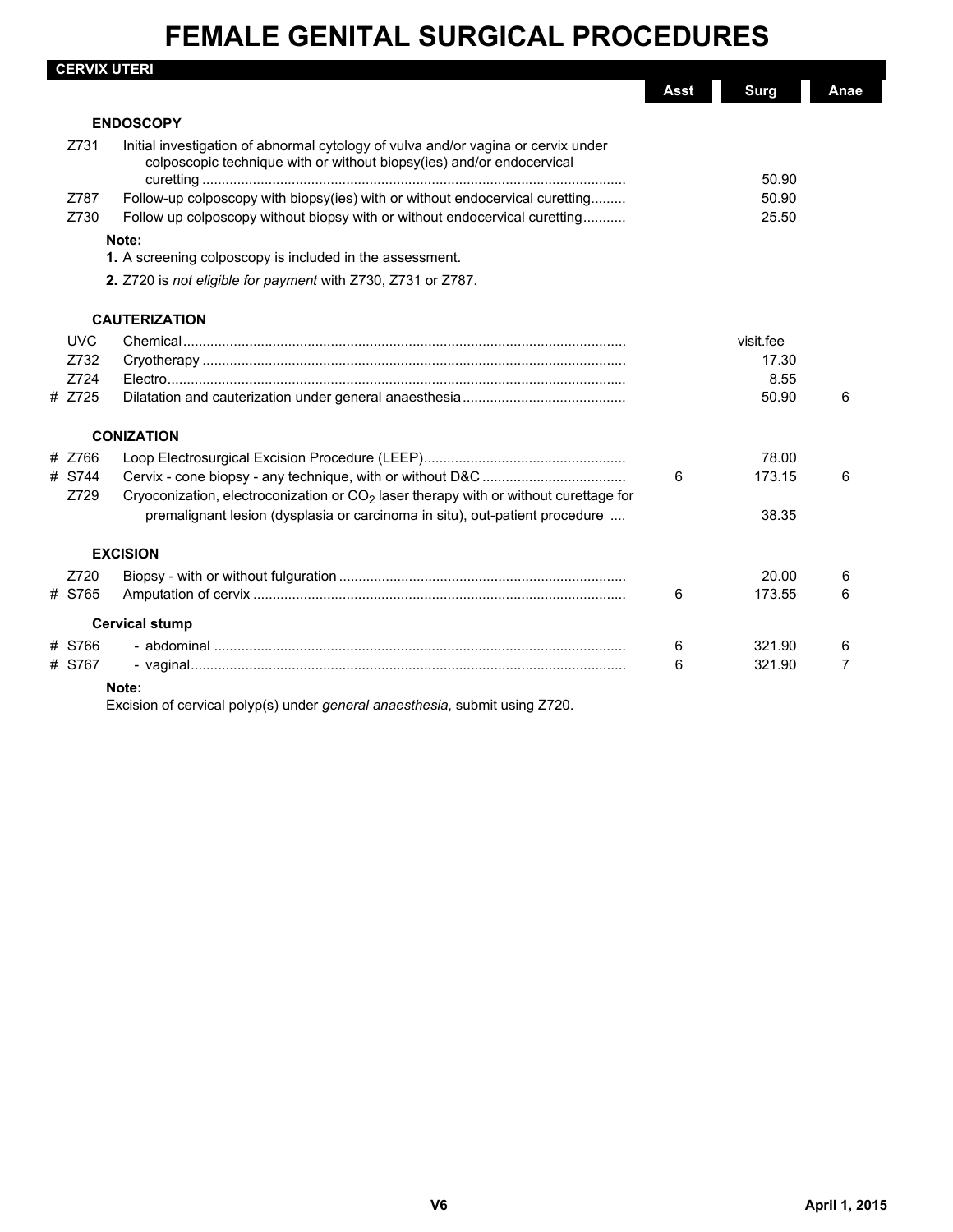# FEMALE GENITAL SURGICAL PROCEDURES

## CERVIX UTERI

| | Code | Description | Asst | Surg | Anae |
|---|---|---|---|---|---|
| | | **ENDOSCOPY** | | | |
| | Z731 | Initial investigation of abnormal cytology of vulva and/or vagina or cervix under colposcopic technique with or without biopsy(ies) and/or endocervical curetting | | 50.90 | |
| | Z787 | Follow-up colposcopy with biopsy(ies) with or without endocervical curetting | | 50.90 | |
| | Z730 | Follow up colposcopy without biopsy with or without endocervical curetting | | 25.50 | |

**Note:**

1. A screening colposcopy is included in the assessment.
2. Z720 is *not eligible for payment* with Z730, Z731 or Z787.

| | Code | Description | Asst | Surg | Anae |
|---|---|---|---|---|---|
| | | **CAUTERIZATION** | | | |
| | UVC | Chemical | | visit.fee | |
| | Z732 | Cryotherapy | | 17.30 | |
| | Z724 | Electro | | 8.55 | |
| # | Z725 | Dilatation and cauterization under general anaesthesia | | 50.90 | 6 |
| | | **CONIZATION** | | | |
| # | Z766 | Loop Electrosurgical Excision Procedure (LEEP) | | 78.00 | |
| # | S744 | Cervix - cone biopsy - any technique, with or without D&C | 6 | 173.15 | 6 |
| | Z729 | Cryoconization, electroconization or $CO_2$ laser therapy with or without curettage for premalignant lesion (dysplasia or carcinoma in situ), out-patient procedure | | 38.35 | |
| | | **EXCISION** | | | |
| | Z720 | Biopsy - with or without fulguration | | 20.00 | 6 |
| # | S765 | Amputation of cervix | 6 | 173.55 | 6 |
| | | **Cervical stump** | | | |
| # | S766 | - abdominal | 6 | 321.90 | 6 |
| # | S767 | - vaginal | 6 | 321.90 | 7 |

**Note:**

Excision of cervical polyp(s) under *general anaesthesia*, submit using Z720.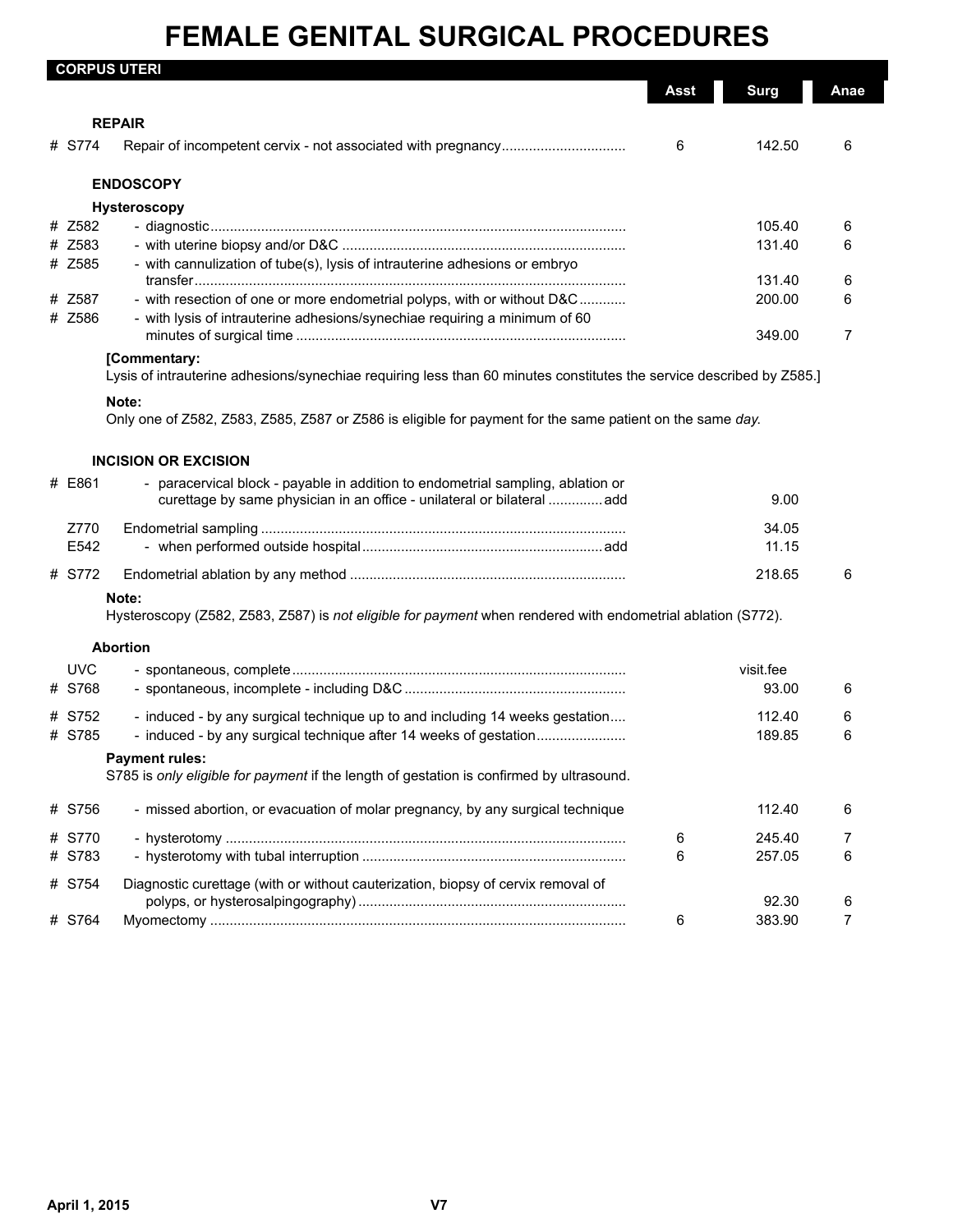# FEMALE GENITAL SURGICAL PROCEDURES

## CORPUS UTERI

| | | Asst | Surg | Anae |
|---|---|---|---|---|
| | **REPAIR** | | | |
| # S774 | Repair of incompetent cervix - not associated with pregnancy | 6 | 142.50 | 6 |
| | **ENDOSCOPY** | | | |
| | **Hysteroscopy** | | | |
| # Z582 | - diagnostic | | 105.40 | 6 |
| # Z583 | - with uterine biopsy and/or D&C | | 131.40 | 6 |
| # Z585 | - with cannulization of tube(s), lysis of intrauterine adhesions or embryo transfer | | 131.40 | 6 |
| # Z587 | - with resection of one or more endometrial polyps, with or without D&C | | 200.00 | 6 |
| # Z586 | - with lysis of intrauterine adhesions/synechiae requiring a minimum of 60 minutes of surgical time | | 349.00 | 7 |

**[Commentary:**
Lysis of intrauterine adhesions/synechiae requiring less than 60 minutes constitutes the service described by Z585.]

**Note:**
Only one of Z582, Z583, Z585, Z587 or Z586 is eligible for payment for the same patient on the same *day*.

| | | Asst | Surg | Anae |
|---|---|---|---|---|
| | **INCISION OR EXCISION** | | | |
| # E861 | - paracervical block - payable in addition to endometrial sampling, ablation or curettage by same physician in an office - unilateral or bilateral ...add | | 9.00 | |
| Z770 | Endometrial sampling | | 34.05 | |
| E542 | - when performed outside hospital ...add | | 11.15 | |
| # S772 | Endometrial ablation by any method | | 218.65 | 6 |

**Note:**
Hysteroscopy (Z582, Z583, Z587) is *not eligible for payment* when rendered with endometrial ablation (S772).

| | | Asst | Surg | Anae |
|---|---|---|---|---|
| | **Abortion** | | | |
| UVC | - spontaneous, complete | | visit.fee | |
| # S768 | - spontaneous, incomplete - including D&C | | 93.00 | 6 |
| # S752 | - induced - by any surgical technique up to and including 14 weeks gestation | | 112.40 | 6 |
| # S785 | - induced - by any surgical technique after 14 weeks of gestation | | 189.85 | 6 |

**Payment rules:**
S785 is *only eligible for payment* if the length of gestation is confirmed by ultrasound.

| | | Asst | Surg | Anae |
|---|---|---|---|---|
| # S756 | - missed abortion, or evacuation of molar pregnancy, by any surgical technique | | 112.40 | 6 |
| # S770 | - hysterotomy | 6 | 245.40 | 7 |
| # S783 | - hysterotomy with tubal interruption | 6 | 257.05 | 6 |
| # S754 | Diagnostic curettage (with or without cauterization, biopsy of cervix removal of polyps, or hysterosalpingography) | | 92.30 | 6 |
| # S764 | Myomectomy | 6 | 383.90 | 7 |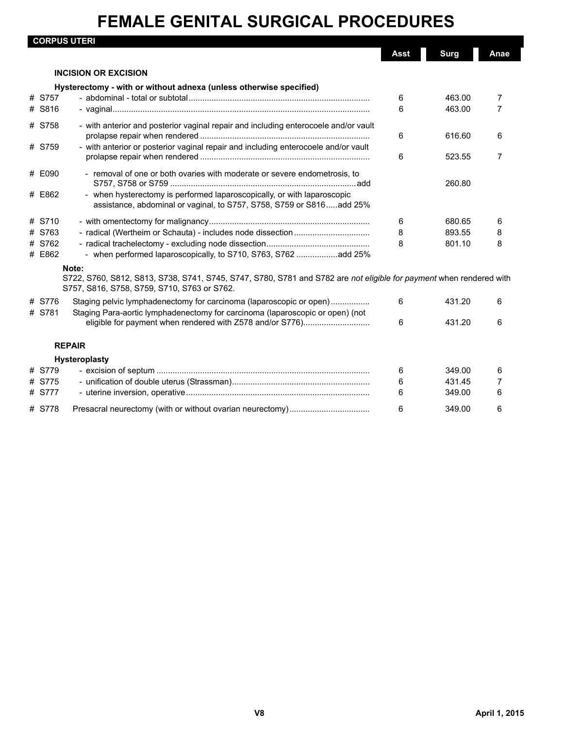# FEMALE GENITAL SURGICAL PROCEDURES

## CORPUS UTERI

| | | Asst | Surg | Anae |
|---|---|---|---|---|
| | **INCISION OR EXCISION** | | | |
| | **Hysterectomy - with or without adnexa (unless otherwise specified)** | | | |
| # S757 | - abdominal - total or subtotal | 6 | 463.00 | 7 |
| # S816 | - vaginal | 6 | 463.00 | 7 |
| # S758 | - with anterior and posterior vaginal repair and including enterocoele and/or vault prolapse repair when rendered | 6 | 616.60 | 6 |
| # S759 | - with anterior or posterior vaginal repair and including enterocoele and/or vault prolapse repair when rendered | 6 | 523.55 | 7 |
| # E090 | - removal of one or both ovaries with moderate or severe endometrosis, to S757, S758 or S759 ....add | | 260.80 | |
| # E862 | - when hysterectomy is performed laparoscopically, or with laparoscopic assistance, abdominal or vaginal, to S757, S758, S759 or S816.....add 25% | | | |
| # S710 | - with omentectomy for malignancy | 6 | 680.65 | 6 |
| # S763 | - radical (Wertheim or Schauta) - includes node dissection | 8 | 893.55 | 8 |
| # S762 | - radical trachelectomy - excluding node dissection | 8 | 801.10 | 8 |
| # E862 | - when performed laparoscopically, to S710, S763, S762 ....add 25% | | | |

**Note:**
S722, S760, S812, S813, S738, S741, S745, S747, S780, S781 and S782 are *not eligible for payment* when rendered with S757, S816, S758, S759, S710, S763 or S762.

| | | Asst | Surg | Anae |
|---|---|---|---|---|
| # S776 | Staging pelvic lymphadenectomy for carcinoma (laparoscopic or open) | 6 | 431.20 | 6 |
| # S781 | Staging Para-aortic lymphadenectomy for carcinoma (laparoscopic or open) (not eligible for payment when rendered with Z578 and/or S776) | 6 | 431.20 | 6 |
| | **REPAIR** | | | |
| | **Hysteroplasty** | | | |
| # S779 | - excision of septum | 6 | 349.00 | 6 |
| # S775 | - unification of double uterus (Strassman) | 6 | 431.45 | 7 |
| # S777 | - uterine inversion, operative | 6 | 349.00 | 6 |
| # S778 | Presacral neurectomy (with or without ovarian neurectomy) | 6 | 349.00 | 6 |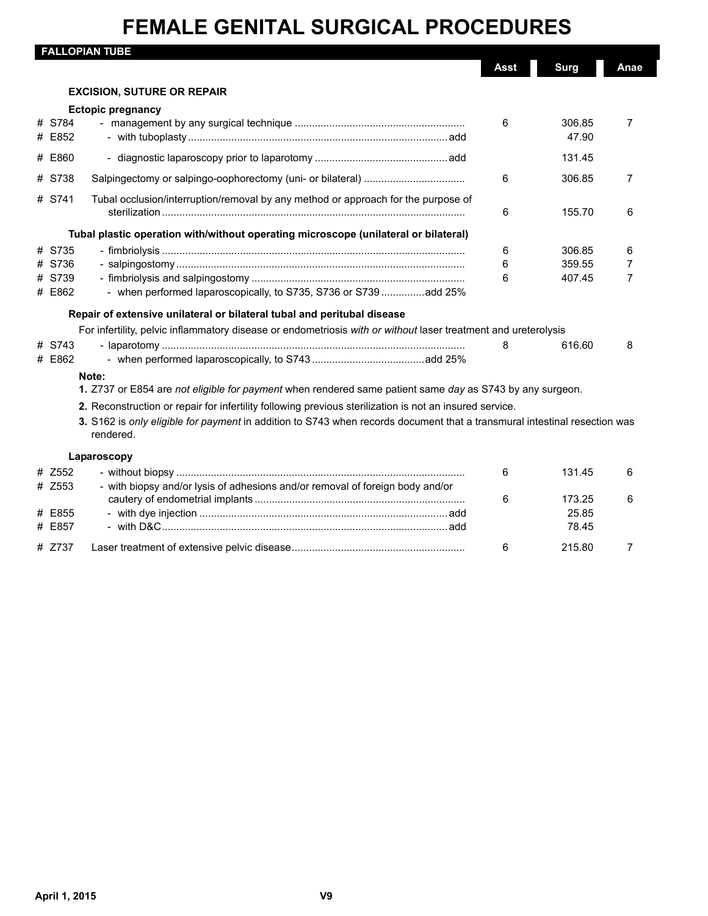# FEMALE GENITAL SURGICAL PROCEDURES

## FALLOPIAN TUBE

| | | Asst | Surg | Anae |
|---|---|---|---|---|
| | **EXCISION, SUTURE OR REPAIR** | | | |
| | **Ectopic pregnancy** | | | |
| # S784 | - management by any surgical technique | 6 | 306.85 | 7 |
| # E852 | - with tuboplasty ... add | | 47.90 | |
| # E860 | - diagnostic laparoscopy prior to laparotomy ... add | | 131.45 | |
| # S738 | Salpingectomy or salpingo-oophorectomy (uni- or bilateral) | 6 | 306.85 | 7 |
| # S741 | Tubal occlusion/interruption/removal by any method or approach for the purpose of sterilization | 6 | 155.70 | 6 |
| | **Tubal plastic operation with/without operating microscope (unilateral or bilateral)** | | | |
| # S735 | - fimbriolysis | 6 | 306.85 | 6 |
| # S736 | - salpingostomy | 6 | 359.55 | 7 |
| # S739 | - fimbriolysis and salpingostomy | 6 | 407.45 | 7 |
| # E862 | - when performed laparoscopically, to S735, S736 or S739 ... add 25% | | | |
| | **Repair of extensive unilateral or bilateral tubal and peritubal disease** | | | |
| | For infertility, pelvic inflammatory disease or endometriosis *with or without* laser treatment and ureterolysis | | | |
| # S743 | - laparotomy | 8 | 616.60 | 8 |
| # E862 | - when performed laparoscopically, to S743 ... add 25% | | | |

**Note:**

1. Z737 or E854 are *not eligible for payment* when rendered same patient same *day* as S743 by any surgeon.
2. Reconstruction or repair for infertility following previous sterilization is not an insured service.
3. S162 is *only eligible for payment* in addition to S743 when records document that a transmural intestinal resection was rendered.

| | | Asst | Surg | Anae |
|---|---|---|---|---|
| | **Laparoscopy** | | | |
| # Z552 | - without biopsy | 6 | 131.45 | 6 |
| # Z553 | - with biopsy and/or lysis of adhesions and/or removal of foreign body and/or cautery of endometrial implants | 6 | 173.25 | 6 |
| # E855 | - with dye injection ... add | | 25.85 | |
| # E857 | - with D&C ... add | | 78.45 | |
| # Z737 | Laser treatment of extensive pelvic disease | 6 | 215.80 | 7 |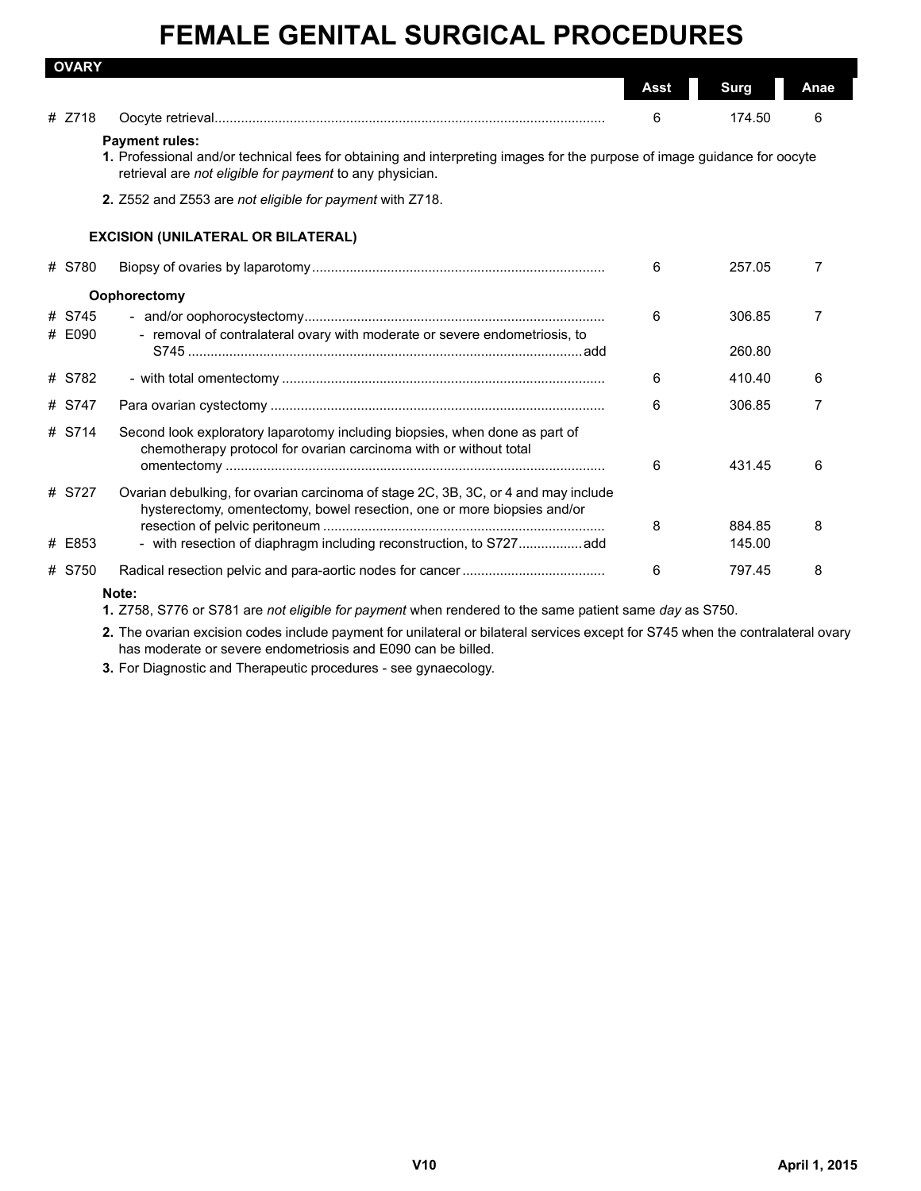# FEMALE GENITAL SURGICAL PROCEDURES

## OVARY

| | | Asst | Surg | Anae |
|---|---|---|---|---|
| # Z718 | Oocyte retrieval | 6 | 174.50 | 6 |

**Payment rules:**

1. Professional and/or technical fees for obtaining and interpreting images for the purpose of image guidance for oocyte retrieval are *not eligible for payment* to any physician.
2. Z552 and Z553 are *not eligible for payment* with Z718.

### EXCISION (UNILATERAL OR BILATERAL)

| | | Asst | Surg | Anae |
|---|---|---|---|---|
| # S780 | Biopsy of ovaries by laparotomy | 6 | 257.05 | 7 |
| | **Oophorectomy** | | | |
| # S745 | - and/or oophorocystectomy | 6 | 306.85 | 7 |
| # E090 | - removal of contralateral ovary with moderate or severe endometriosis, to S745 ... add | | 260.80 | |
| # S782 | - with total omentectomy | 6 | 410.40 | 6 |
| # S747 | Para ovarian cystectomy | 6 | 306.85 | 7 |
| # S714 | Second look exploratory laparotomy including biopsies, when done as part of chemotherapy protocol for ovarian carcinoma with or without total omentectomy | 6 | 431.45 | 6 |
| # S727 | Ovarian debulking, for ovarian carcinoma of stage 2C, 3B, 3C, or 4 and may include hysterectomy, omentectomy, bowel resection, one or more biopsies and/or resection of pelvic peritoneum | 8 | 884.85 | 8 |
| # E853 | - with resection of diaphragm including reconstruction, to S727 ... add | | 145.00 | |
| # S750 | Radical resection pelvic and para-aortic nodes for cancer | 6 | 797.45 | 8 |

**Note:**

1. Z758, S776 or S781 are *not eligible for payment* when rendered to the same patient same *day* as S750.
2. The ovarian excision codes include payment for unilateral or bilateral services except for S745 when the contralateral ovary has moderate or severe endometriosis and E090 can be billed.
3. For Diagnostic and Therapeutic procedures - see gynaecology.